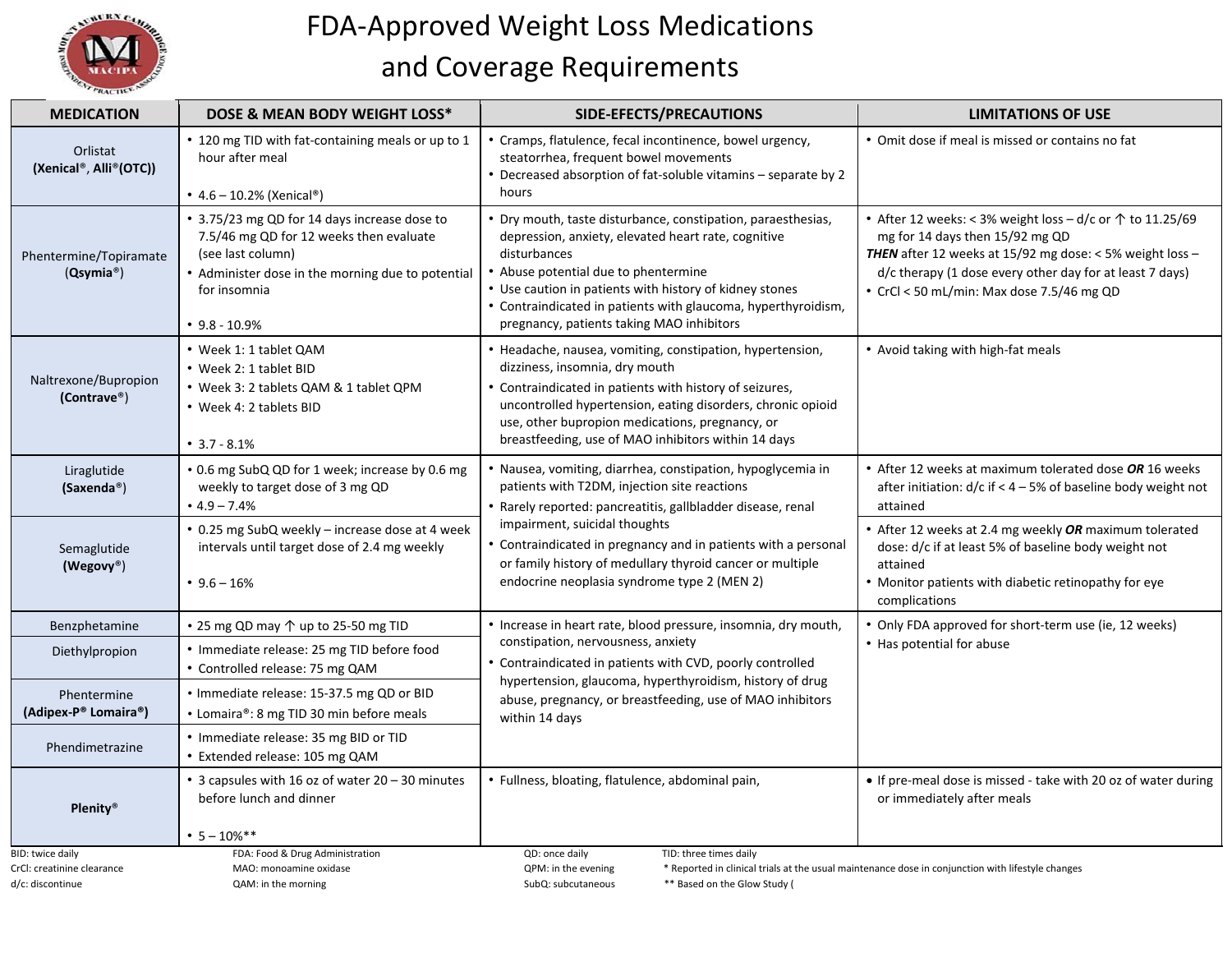# FDA-Approved Weight Loss Medications and Coverage Requirements

| MEDICATION | DOSE & MEAN BODY WEIGHT LOSS* | SIDE-EFECTS/PRECAUTIONS | LIMITATIONS OF USE |
|---|---|---|---|
| Orlistat **(Xenical®, Alli®(OTC))** | • 120 mg TID with fat-containing meals or up to 1 hour after meal<br>• 4.6 – 10.2% (Xenical®) | • Cramps, flatulence, fecal incontinence, bowel urgency, steatorrhea, frequent bowel movements<br>• Decreased absorption of fat-soluble vitamins – separate by 2 hours | • Omit dose if meal is missed or contains no fat |
| Phentermine/Topiramate (**Qsymia®**) | • 3.75/23 mg QD for 14 days increase dose to 7.5/46 mg QD for 12 weeks then evaluate (see last column)<br>• Administer dose in the morning due to potential for insomnia<br>• 9.8 - 10.9% | • Dry mouth, taste disturbance, constipation, paraesthesias, depression, anxiety, elevated heart rate, cognitive disturbances<br>• Abuse potential due to phentermine<br>• Use caution in patients with history of kidney stones<br>• Contraindicated in patients with glaucoma, hyperthyroidism, pregnancy, patients taking MAO inhibitors | • After 12 weeks: < 3% weight loss – d/c or ↑ to 11.25/69 mg for 14 days then 15/92 mg QD<br>***THEN*** after 12 weeks at 15/92 mg dose: < 5% weight loss – d/c therapy (1 dose every other day for at least 7 days)<br>• CrCl < 50 mL/min: Max dose 7.5/46 mg QD |
| Naltrexone/Bupropion **(Contrave®)** | • Week 1: 1 tablet QAM<br>• Week 2: 1 tablet BID<br>• Week 3: 2 tablets QAM & 1 tablet QPM<br>• Week 4: 2 tablets BID<br>• 3.7 - 8.1% | • Headache, nausea, vomiting, constipation, hypertension, dizziness, insomnia, dry mouth<br>• Contraindicated in patients with history of seizures, uncontrolled hypertension, eating disorders, chronic opioid use, other bupropion medications, pregnancy, or breastfeeding, use of MAO inhibitors within 14 days | • Avoid taking with high-fat meals |
| Liraglutide **(Saxenda®)** | • 0.6 mg SubQ QD for 1 week; increase by 0.6 mg weekly to target dose of 3 mg QD<br>• 4.9 – 7.4% | • Nausea, vomiting, diarrhea, constipation, hypoglycemia in patients with T2DM, injection site reactions<br>• Rarely reported: pancreatitis, gallbladder disease, renal impairment, suicidal thoughts<br>• Contraindicated in pregnancy and in patients with a personal or family history of medullary thyroid cancer or multiple endocrine neoplasia syndrome type 2 (MEN 2) | • After 12 weeks at maximum tolerated dose ***OR*** 16 weeks after initiation: d/c if < 4 – 5% of baseline body weight not attained |
| Semaglutide **(Wegovy®)** | • 0.25 mg SubQ weekly – increase dose at 4 week intervals until target dose of 2.4 mg weekly<br>• 9.6 – 16% | | • After 12 weeks at 2.4 mg weekly ***OR*** maximum tolerated dose: d/c if at least 5% of baseline body weight not attained<br>• Monitor patients with diabetic retinopathy for eye complications |
| Benzphetamine | • 25 mg QD may ↑ up to 25-50 mg TID | • Increase in heart rate, blood pressure, insomnia, dry mouth, constipation, nervousness, anxiety<br>• Contraindicated in patients with CVD, poorly controlled hypertension, glaucoma, hyperthyroidism, history of drug abuse, pregnancy, or breastfeeding, use of MAO inhibitors within 14 days | • Only FDA approved for short-term use (ie, 12 weeks)<br>• Has potential for abuse |
| Diethylpropion | • Immediate release: 25 mg TID before food<br>• Controlled release: 75 mg QAM | | |
| Phentermine **(Adipex-P® Lomaira®)** | • Immediate release: 15-37.5 mg QD or BID<br>• Lomaira®: 8 mg TID 30 min before meals | | |
| Phendimetrazine | • Immediate release: 35 mg BID or TID<br>• Extended release: 105 mg QAM | | |
| **Plenity®** | • 3 capsules with 16 oz of water 20 – 30 minutes before lunch and dinner<br>• 5 – 10%** | • Fullness, bloating, flatulence, abdominal pain, | • If pre-meal dose is missed - take with 20 oz of water during or immediately after meals |

BID: twice daily
CrCl: creatinine clearance
d/c: discontinue
FDA: Food & Drug Administration
MAO: monoamine oxidase
QAM: in the morning
QD: once daily
QPM: in the evening
SubQ: subcutaneous
TID: three times daily
\* Reported in clinical trials at the usual maintenance dose in conjunction with lifestyle changes
\*\* Based on the Glow Study (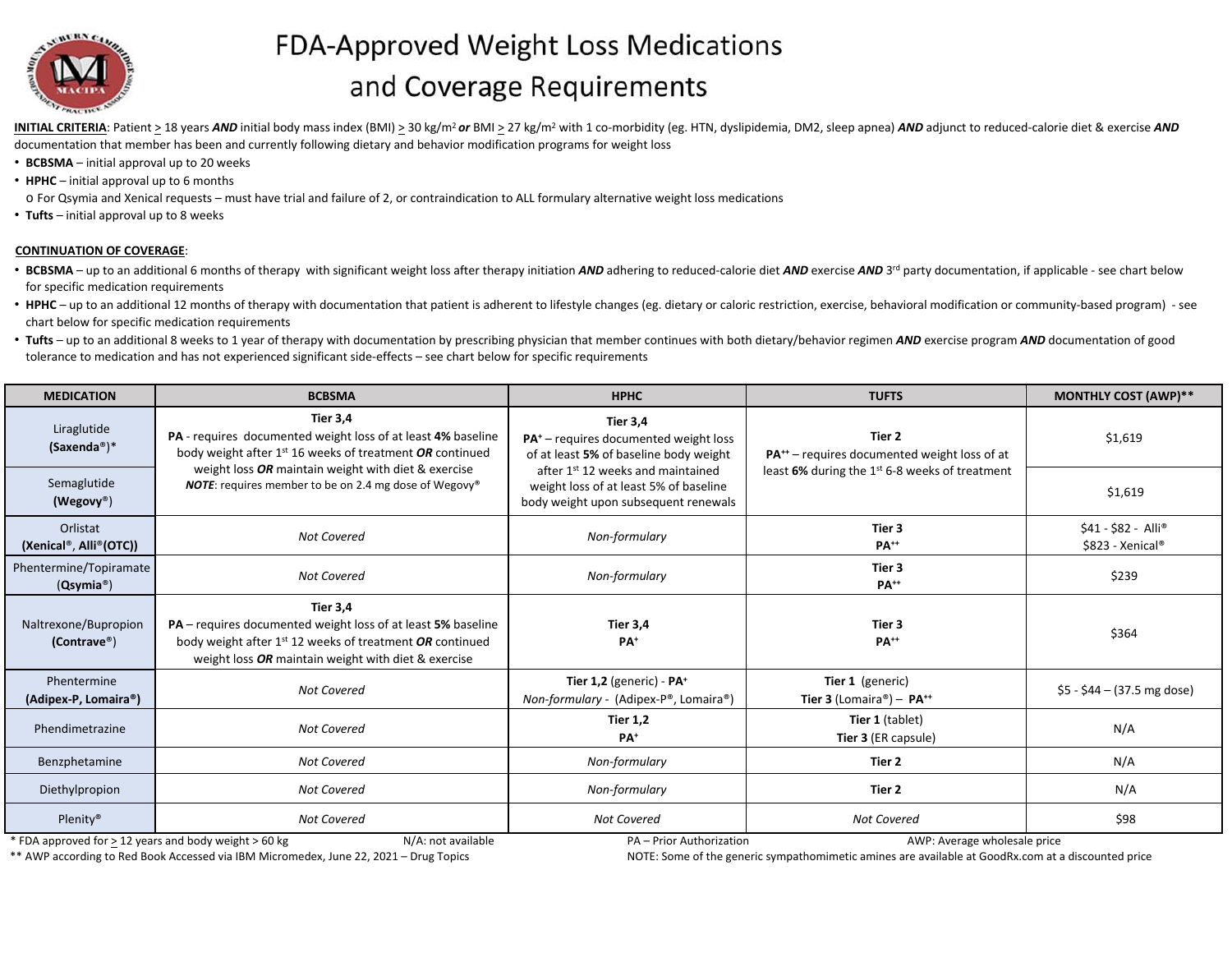# FDA-Approved Weight Loss Medications and Coverage Requirements

**INITIAL CRITERIA**: Patient ≥ 18 years ***AND*** initial body mass index (BMI) ≥ 30 kg/m² ***or*** BMI ≥ 27 kg/m² with 1 co-morbidity (eg. HTN, dyslipidemia, DM2, sleep apnea) ***AND*** adjunct to reduced-calorie diet & exercise ***AND*** documentation that member has been and currently following dietary and behavior modification programs for weight loss

- **BCBSMA** – initial approval up to 20 weeks
- **HPHC** – initial approval up to 6 months
  - For Qsymia and Xenical requests – must have trial and failure of 2, or contraindication to ALL formulary alternative weight loss medications
- **Tufts** – initial approval up to 8 weeks

**CONTINUATION OF COVERAGE**:

- **BCBSMA** – up to an additional 6 months of therapy with significant weight loss after therapy initiation ***AND*** adhering to reduced-calorie diet ***AND*** exercise ***AND*** 3rd party documentation, if applicable - see chart below for specific medication requirements
- **HPHC** – up to an additional 12 months of therapy with documentation that patient is adherent to lifestyle changes (eg. dietary or caloric restriction, exercise, behavioral modification or community-based program) - see chart below for specific medication requirements
- **Tufts** – up to an additional 8 weeks to 1 year of therapy with documentation by prescribing physician that member continues with both dietary/behavior regimen ***AND*** exercise program ***AND*** documentation of good tolerance to medication and has not experienced significant side-effects – see chart below for specific requirements

| MEDICATION | BCBSMA | HPHC | TUFTS | MONTHLY COST (AWP)** |
|---|---|---|---|---|
| Liraglutide **(Saxenda®)*** | **Tier 3,4**<br>**PA** - requires documented weight loss of at least **4%** baseline body weight after 1st 16 weeks of treatment ***OR*** continued weight loss ***OR*** maintain weight with diet & exercise<br>***NOTE***: requires member to be on 2.4 mg dose of Wegovy® | **Tier 3,4**<br>**PA+** – requires documented weight loss of at least **5%** of baseline body weight after 1st 12 weeks and maintained weight loss of at least 5% of baseline body weight upon subsequent renewals | **Tier 2**<br>**PA++** – requires documented weight loss of at least **6%** during the 1st 6-8 weeks of treatment | $1,619 |
| Semaglutide **(Wegovy®)** | | | | $1,619 |
| Orlistat **(Xenical®, Alli®(OTC))** | *Not Covered* | *Non-formulary* | **Tier 3**<br>**PA++** | $41 - $82 - Alli®<br>$823 - Xenical® |
| Phentermine/Topiramate (**Qsymia®**) | *Not Covered* | *Non-formulary* | **Tier 3**<br>**PA++** | $239 |
| Naltrexone/Bupropion **(Contrave®)** | **Tier 3,4**<br>**PA** – requires documented weight loss of at least **5%** baseline body weight after 1st 12 weeks of treatment ***OR*** continued weight loss ***OR*** maintain weight with diet & exercise | **Tier 3,4**<br>**PA+** | **Tier 3**<br>**PA++** | $364 |
| Phentermine **(Adipex-P, Lomaira®)** | *Not Covered* | **Tier 1,2** (generic) - **PA+**<br>*Non-formulary* - (Adipex-P®, Lomaira®) | **Tier 1** (generic)<br>**Tier 3** (Lomaira®) – **PA++** | $5 - $44 – (37.5 mg dose) |
| Phendimetrazine | *Not Covered* | **Tier 1,2**<br>**PA+** | **Tier 1** (tablet)<br>**Tier 3** (ER capsule) | N/A |
| Benzphetamine | *Not Covered* | *Non-formulary* | **Tier 2** | N/A |
| Diethylpropion | *Not Covered* | *Non-formulary* | **Tier 2** | N/A |
| Plenity® | *Not Covered* | *Not Covered* | *Not Covered* | $98 |

\* FDA approved for ≥ 12 years and body weight > 60 kg N/A: not available PA – Prior Authorization AWP: Average wholesale price

** AWP according to Red Book Accessed via IBM Micromedex, June 22, 2021 – Drug Topics

NOTE: Some of the generic sympathomimetic amines are available at GoodRx.com at a discounted price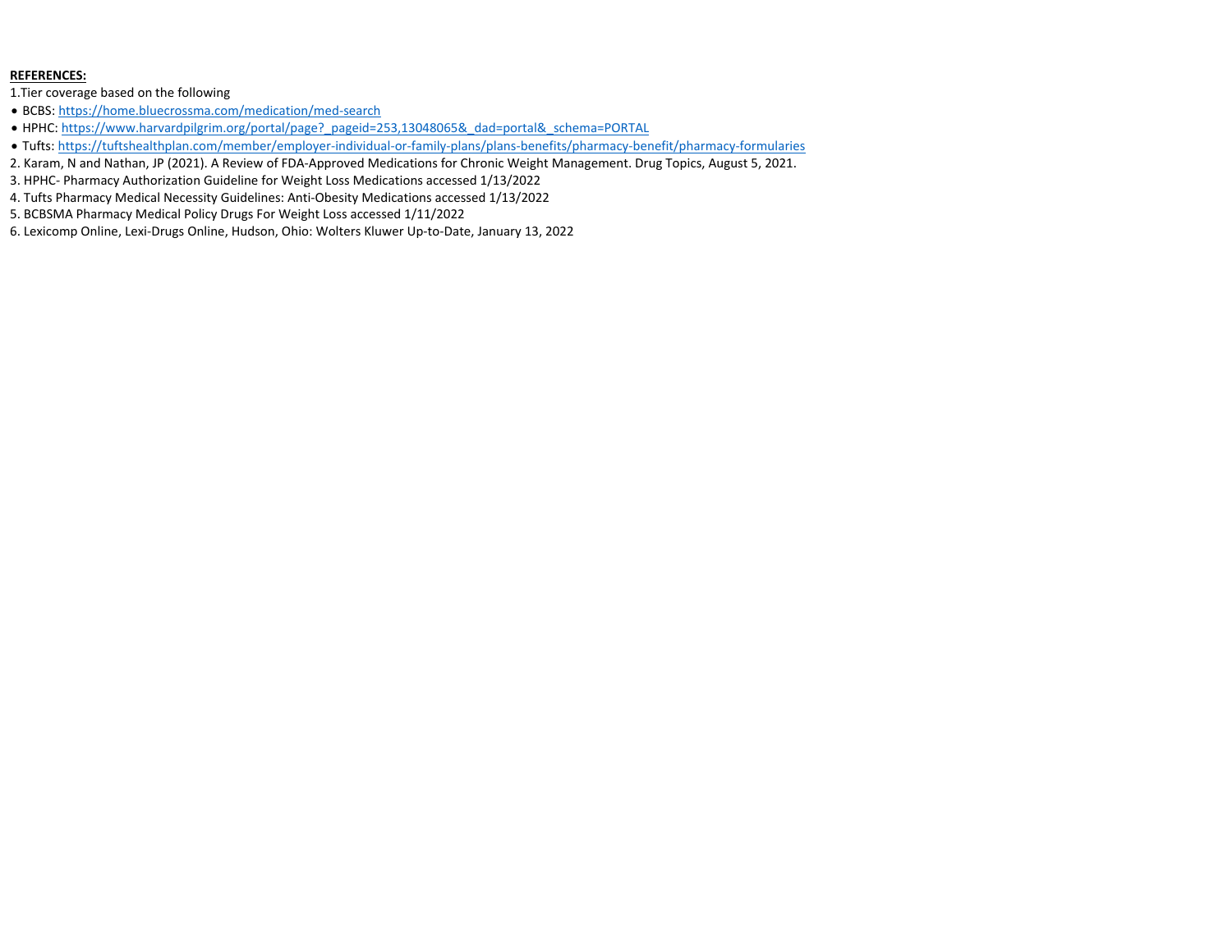**REFERENCES:**

1.Tier coverage based on the following

- BCBS: https://home.bluecrossma.com/medication/med-search
- HPHC: https://www.harvardpilgrim.org/portal/page?_pageid=253,13048065&_dad=portal&_schema=PORTAL
- Tufts: https://tuftshealthplan.com/member/employer-individual-or-family-plans/plans-benefits/pharmacy-benefit/pharmacy-formularies

2. Karam, N and Nathan, JP (2021). A Review of FDA-Approved Medications for Chronic Weight Management. Drug Topics, August 5, 2021.
3. HPHC- Pharmacy Authorization Guideline for Weight Loss Medications accessed 1/13/2022
4. Tufts Pharmacy Medical Necessity Guidelines: Anti-Obesity Medications accessed 1/13/2022
5. BCBSMA Pharmacy Medical Policy Drugs For Weight Loss accessed 1/11/2022
6. Lexicomp Online, Lexi-Drugs Online, Hudson, Ohio: Wolters Kluwer Up-to-Date, January 13, 2022